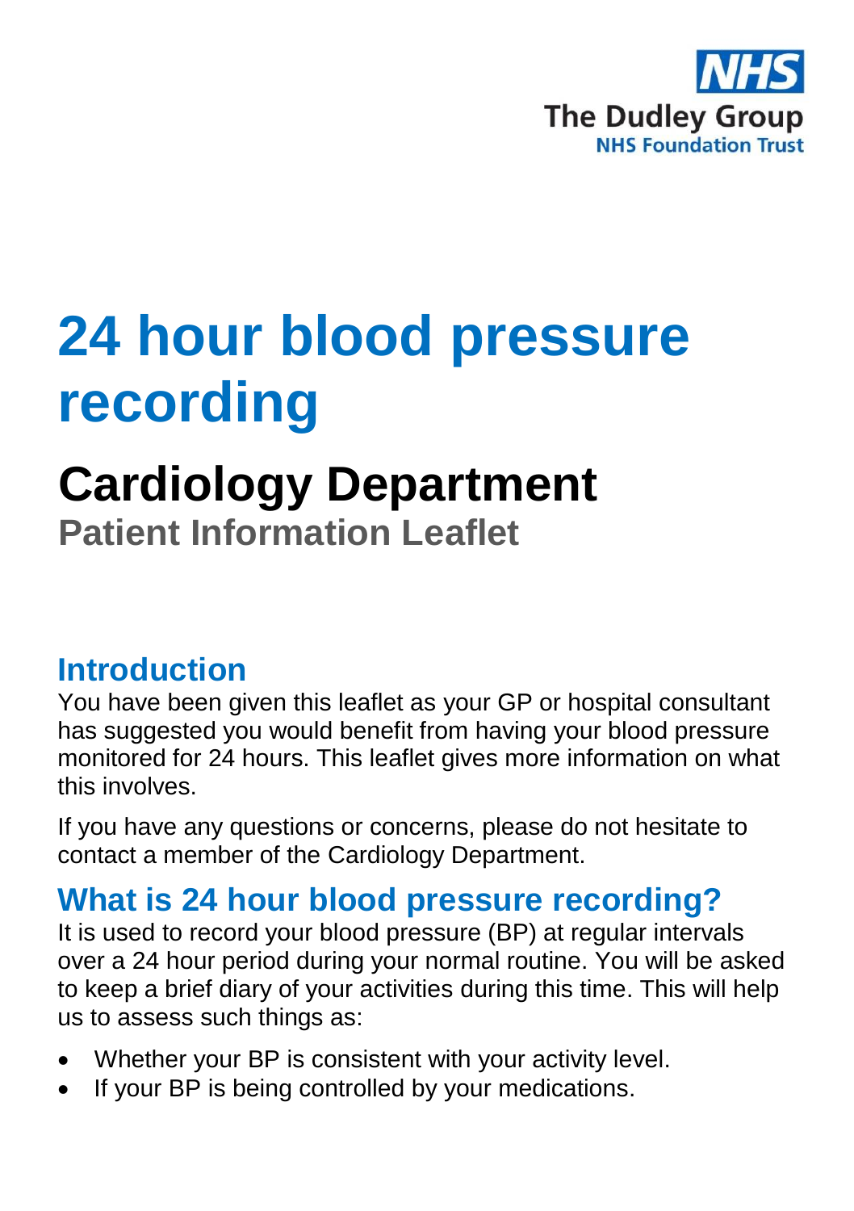NHS
The Dudley Group
NHS Foundation Trust

# 24 hour blood pressure recording

## Cardiology Department

**Patient Information Leaflet**

## Introduction

You have been given this leaflet as your GP or hospital consultant has suggested you would benefit from having your blood pressure monitored for 24 hours. This leaflet gives more information on what this involves.

If you have any questions or concerns, please do not hesitate to contact a member of the Cardiology Department.

## What is 24 hour blood pressure recording?

It is used to record your blood pressure (BP) at regular intervals over a 24 hour period during your normal routine. You will be asked to keep a brief diary of your activities during this time. This will help us to assess such things as:

- Whether your BP is consistent with your activity level.
- If your BP is being controlled by your medications.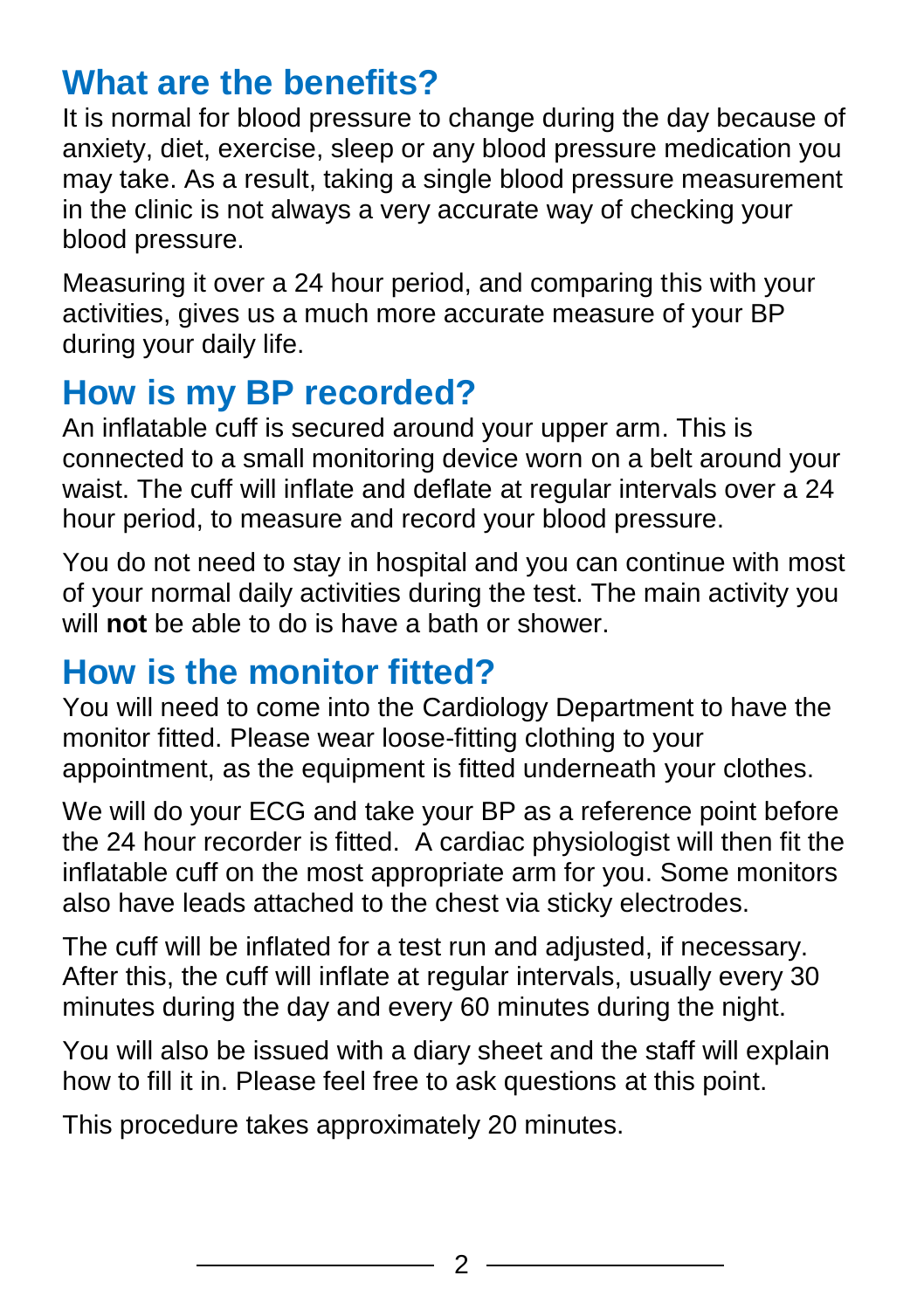## What are the benefits?

It is normal for blood pressure to change during the day because of anxiety, diet, exercise, sleep or any blood pressure medication you may take. As a result, taking a single blood pressure measurement in the clinic is not always a very accurate way of checking your blood pressure.

Measuring it over a 24 hour period, and comparing this with your activities, gives us a much more accurate measure of your BP during your daily life.

## How is my BP recorded?

An inflatable cuff is secured around your upper arm. This is connected to a small monitoring device worn on a belt around your waist. The cuff will inflate and deflate at regular intervals over a 24 hour period, to measure and record your blood pressure.

You do not need to stay in hospital and you can continue with most of your normal daily activities during the test. The main activity you will **not** be able to do is have a bath or shower.

## How is the monitor fitted?

You will need to come into the Cardiology Department to have the monitor fitted. Please wear loose-fitting clothing to your appointment, as the equipment is fitted underneath your clothes.

We will do your ECG and take your BP as a reference point before the 24 hour recorder is fitted. A cardiac physiologist will then fit the inflatable cuff on the most appropriate arm for you. Some monitors also have leads attached to the chest via sticky electrodes.

The cuff will be inflated for a test run and adjusted, if necessary. After this, the cuff will inflate at regular intervals, usually every 30 minutes during the day and every 60 minutes during the night.

You will also be issued with a diary sheet and the staff will explain how to fill it in. Please feel free to ask questions at this point.

This procedure takes approximately 20 minutes.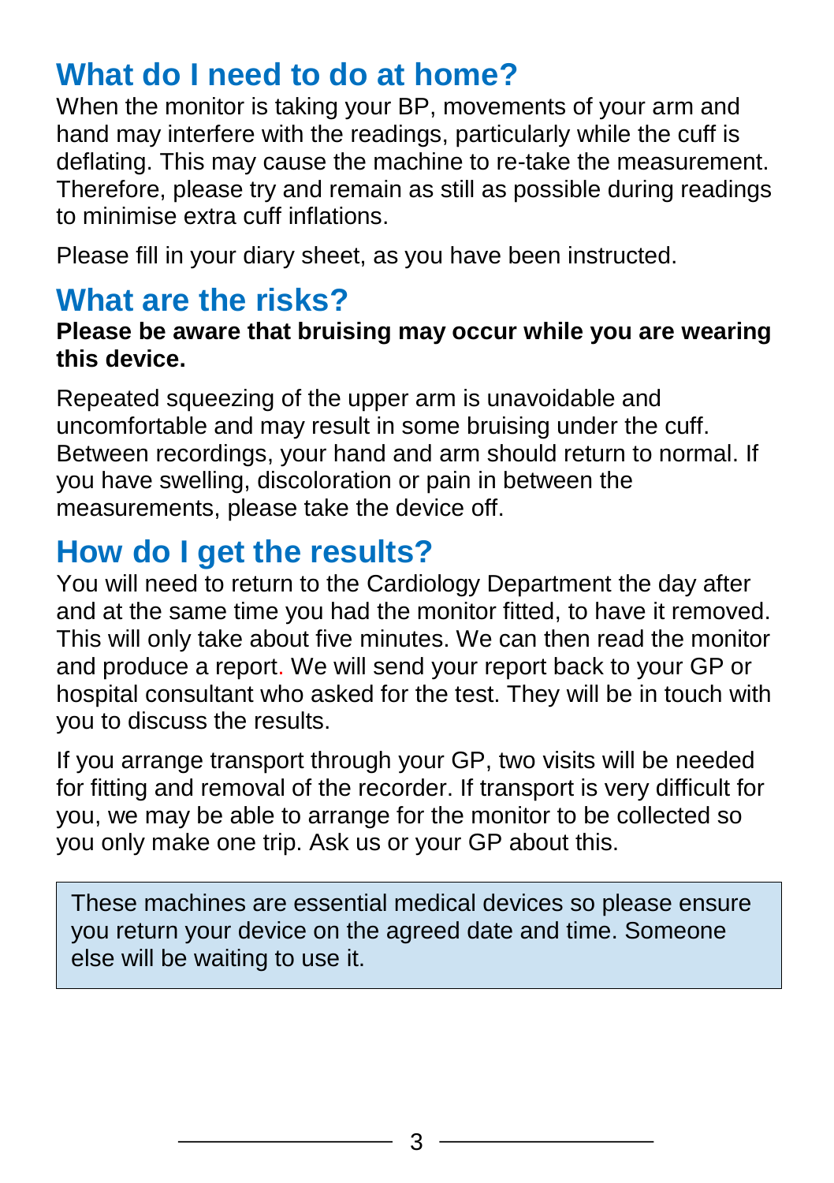## What do I need to do at home?

When the monitor is taking your BP, movements of your arm and hand may interfere with the readings, particularly while the cuff is deflating. This may cause the machine to re-take the measurement. Therefore, please try and remain as still as possible during readings to minimise extra cuff inflations.

Please fill in your diary sheet, as you have been instructed.

## What are the risks?

**Please be aware that bruising may occur while you are wearing this device.**

Repeated squeezing of the upper arm is unavoidable and uncomfortable and may result in some bruising under the cuff. Between recordings, your hand and arm should return to normal. If you have swelling, discoloration or pain in between the measurements, please take the device off.

## How do I get the results?

You will need to return to the Cardiology Department the day after and at the same time you had the monitor fitted, to have it removed. This will only take about five minutes. We can then read the monitor and produce a report. We will send your report back to your GP or hospital consultant who asked for the test. They will be in touch with you to discuss the results.

If you arrange transport through your GP, two visits will be needed for fitting and removal of the recorder. If transport is very difficult for you, we may be able to arrange for the monitor to be collected so you only make one trip. Ask us or your GP about this.

These machines are essential medical devices so please ensure you return your device on the agreed date and time. Someone else will be waiting to use it.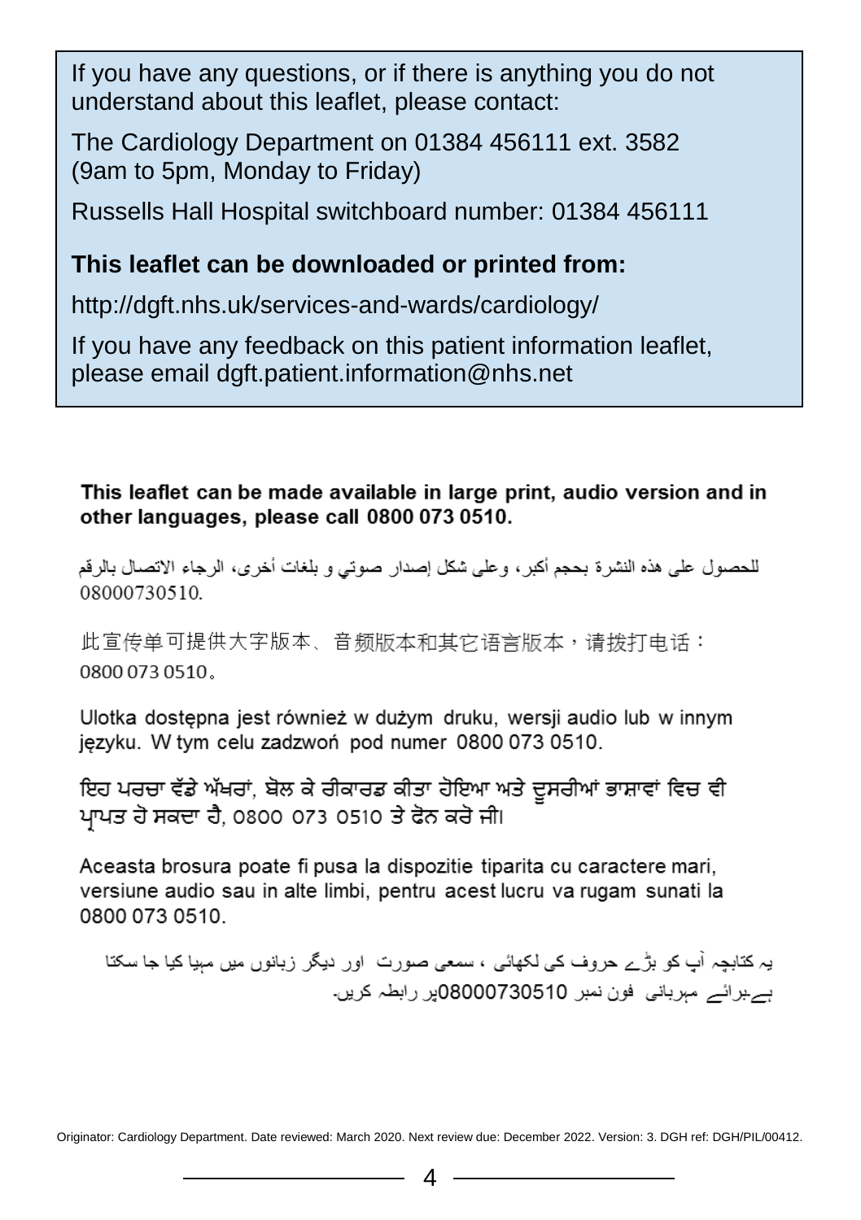If you have any questions, or if there is anything you do not understand about this leaflet, please contact:

The Cardiology Department on 01384 456111 ext. 3582 (9am to 5pm, Monday to Friday)

Russells Hall Hospital switchboard number: 01384 456111

**This leaflet can be downloaded or printed from:**

http://dgft.nhs.uk/services-and-wards/cardiology/

If you have any feedback on this patient information leaflet, please email dgft.patient.information@nhs.net

**This leaflet can be made available in large print, audio version and in other languages, please call 0800 073 0510.**

للحصول على هذه النشرة بحجم أكبر، وعلى شكل إصدار صوتي و بلغات أخرى، الرجاء الاتصال بالرقم 08000730510.

此宣传单可提供大字版本、音频版本和其它语言版本，请拨打电话：0800 073 0510。

Ulotka dostępna jest również w dużym druku, wersji audio lub w innym języku. W tym celu zadzwoń pod numer 0800 073 0510.

ਇਹ ਪਰਚਾ ਵੱਡੇ ਅੱਖਰਾਂ, ਬੋਲ ਕੇ ਰੀਕਾਰਡ ਕੀਤਾ ਹੋਇਆ ਅਤੇ ਦੂਸਰੀਆਂ ਭਾਸ਼ਾਵਾਂ ਵਿਚ ਵੀ ਪ੍ਰਾਪਤ ਹੋ ਸਕਦਾ ਹੈ, 0800 073 0510 ਤੇ ਫੋਨ ਕਰੋ ਜੀ।

Aceasta brosura poate fi pusa la dispozitie tiparita cu caractere mari, versiune audio sau in alte limbi, pentru acest lucru va rugam sunati la 0800 073 0510.

یہ کتابچہ آپ کو بڑے حروف کی لکھائی ، سمعی صورت اور دیگر زبانوں میں مہیا کیا جا سکتا ہے۔برائے مہربانی فون نمبر 08000730510پر رابطہ کریں۔

Originator: Cardiology Department. Date reviewed: March 2020. Next review due: December 2022. Version: 3. DGH ref: DGH/PIL/00412.